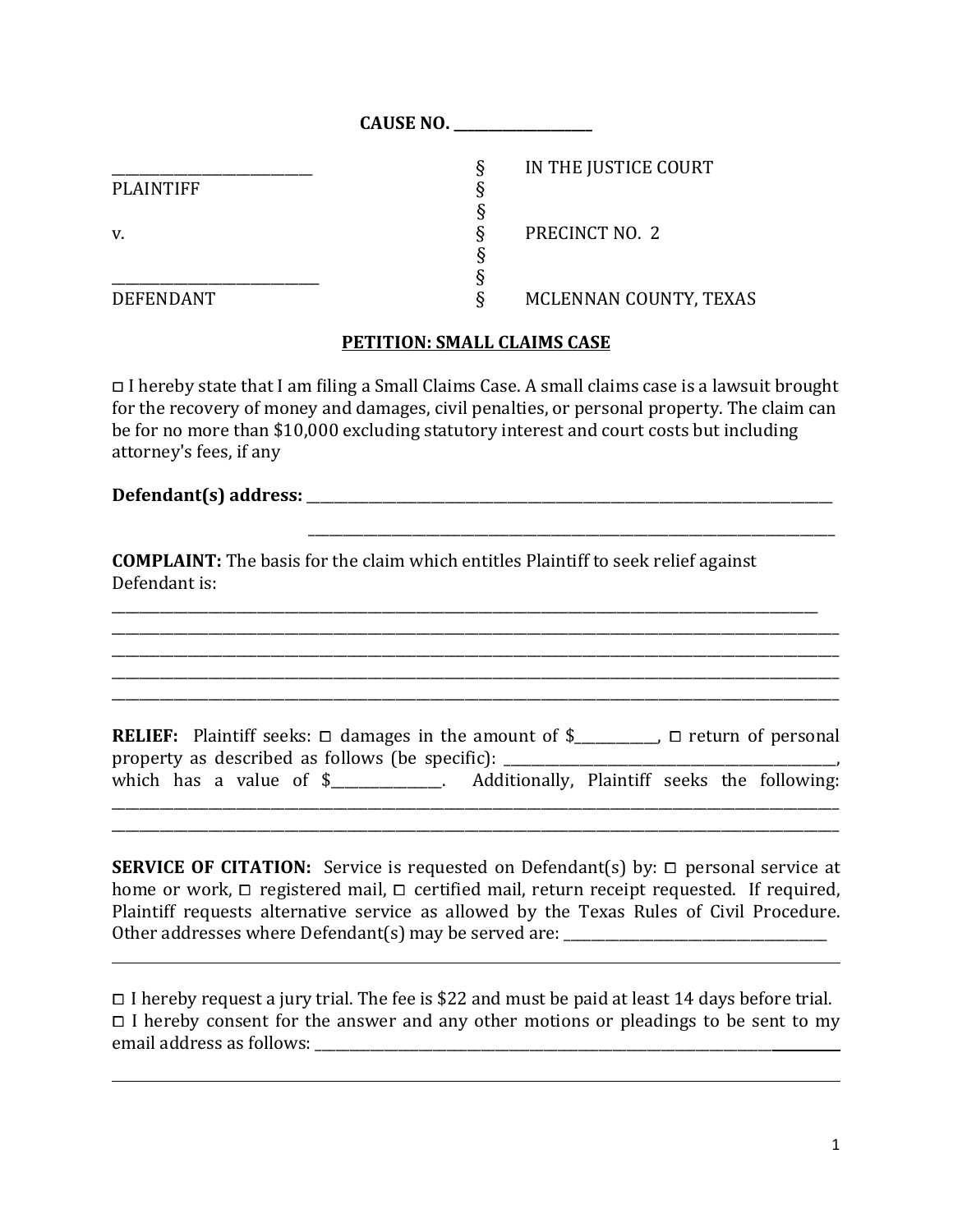**CAUSE NO. ____________________**

| | | |
|---|---|---|
| ____________________________ | § | IN THE JUSTICE COURT |
| PLAINTIFF | § | |
| | § | |
| v. | § | PRECINCT NO. 2 |
| | § | |
| ____________________________ | § | |
| DEFENDANT | § | MCLENNAN COUNTY, TEXAS |

**PETITION: SMALL CLAIMS CASE**

◻ I hereby state that I am filing a Small Claims Case. A small claims case is a lawsuit brought for the recovery of money and damages, civil penalties, or personal property. The claim can be for no more than $10,000 excluding statutory interest and court costs but including attorney's fees, if any

**Defendant(s) address:** ________________________________________________________________________________

________________________________________________________________________________

**COMPLAINT:** The basis for the claim which entitles Plaintiff to seek relief against Defendant is:

____________________________________________________________________________________________________

____________________________________________________________________________________________________

____________________________________________________________________________________________________

____________________________________________________________________________________________________

____________________________________________________________________________________________________

**RELIEF:** Plaintiff seeks: ◻ damages in the amount of $____________, ◻ return of personal property as described as follows (be specific): ________________________________________________, which has a value of $________________. Additionally, Plaintiff seeks the following: ____________________________________________________________________________________________________

____________________________________________________________________________________________________

**SERVICE OF CITATION:** Service is requested on Defendant(s) by: ◻ personal service at home or work, ◻ registered mail, ◻ certified mail, return receipt requested. If required, Plaintiff requests alternative service as allowed by the Texas Rules of Civil Procedure. Other addresses where Defendant(s) may be served are: ________________________________________

____________________________________________________________________________________________________

◻ I hereby request a jury trial. The fee is $22 and must be paid at least 14 days before trial.
◻ I hereby consent for the answer and any other motions or pleadings to be sent to my email address as follows: ________________________________________________________________________________

____________________________________________________________________________________________________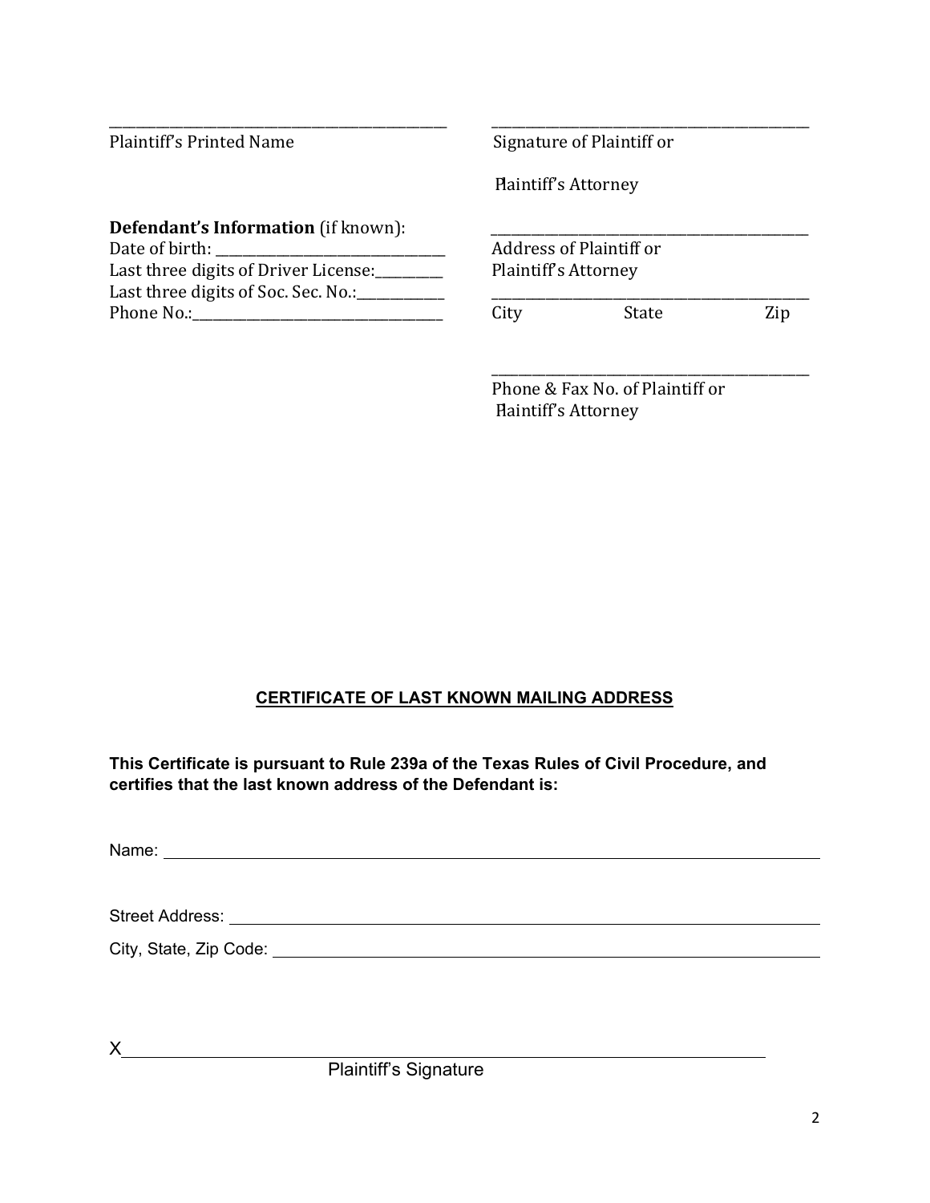_____________________________________________
Plaintiff's Printed Name

_____________________________________________
Signature of Plaintiff or
Plaintiff's Attorney

_____________________________________________
Address of Plaintiff or
Plaintiff's Attorney

_____________________________________________
City State Zip

_____________________________________________
Phone & Fax No. of Plaintiff or
Plaintiff's Attorney

**Defendant's Information** (if known):
Date of birth: _______________________________
Last three digits of Driver License:_________
Last three digits of Soc. Sec. No.:____________
Phone No.:__________________________________

## CERTIFICATE OF LAST KNOWN MAILING ADDRESS

**This Certificate is pursuant to Rule 239a of the Texas Rules of Civil Procedure, and certifies that the last known address of the Defendant is:**

Name: ____________________________________________________________

Street Address: ____________________________________________________________

City, State, Zip Code: ____________________________________________________________

X____________________________________________________________
Plaintiff's Signature